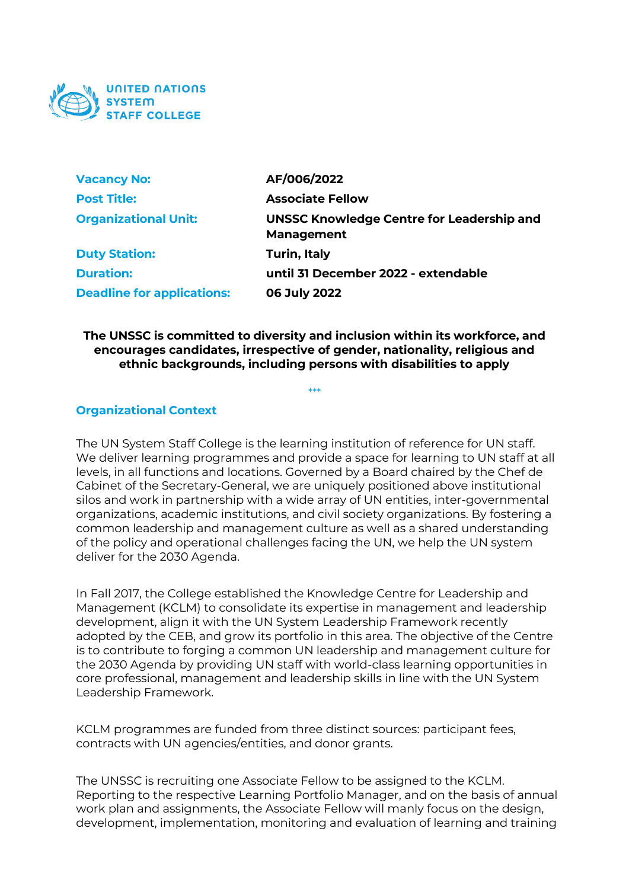UNITED NATIONS SYSTEM STAFF COLLEGE

| | |
|---|---|
| **Vacancy No:** | **AF/006/2022** |
| **Post Title:** | **Associate Fellow** |
| **Organizational Unit:** | **UNSSC Knowledge Centre for Leadership and Management** |
| **Duty Station:** | **Turin, Italy** |
| **Duration:** | **until 31 December 2022 - extendable** |
| **Deadline for applications:** | **06 July 2022** |

**The UNSSC is committed to diversity and inclusion within its workforce, and encourages candidates, irrespective of gender, nationality, religious and ethnic backgrounds, including persons with disabilities to apply**

\*\*\*

## Organizational Context

The UN System Staff College is the learning institution of reference for UN staff. We deliver learning programmes and provide a space for learning to UN staff at all levels, in all functions and locations. Governed by a Board chaired by the Chef de Cabinet of the Secretary-General, we are uniquely positioned above institutional silos and work in partnership with a wide array of UN entities, inter-governmental organizations, academic institutions, and civil society organizations. By fostering a common leadership and management culture as well as a shared understanding of the policy and operational challenges facing the UN, we help the UN system deliver for the 2030 Agenda.

In Fall 2017, the College established the Knowledge Centre for Leadership and Management (KCLM) to consolidate its expertise in management and leadership development, align it with the UN System Leadership Framework recently adopted by the CEB, and grow its portfolio in this area. The objective of the Centre is to contribute to forging a common UN leadership and management culture for the 2030 Agenda by providing UN staff with world-class learning opportunities in core professional, management and leadership skills in line with the UN System Leadership Framework.

KCLM programmes are funded from three distinct sources: participant fees, contracts with UN agencies/entities, and donor grants.

The UNSSC is recruiting one Associate Fellow to be assigned to the KCLM. Reporting to the respective Learning Portfolio Manager, and on the basis of annual work plan and assignments, the Associate Fellow will manly focus on the design, development, implementation, monitoring and evaluation of learning and training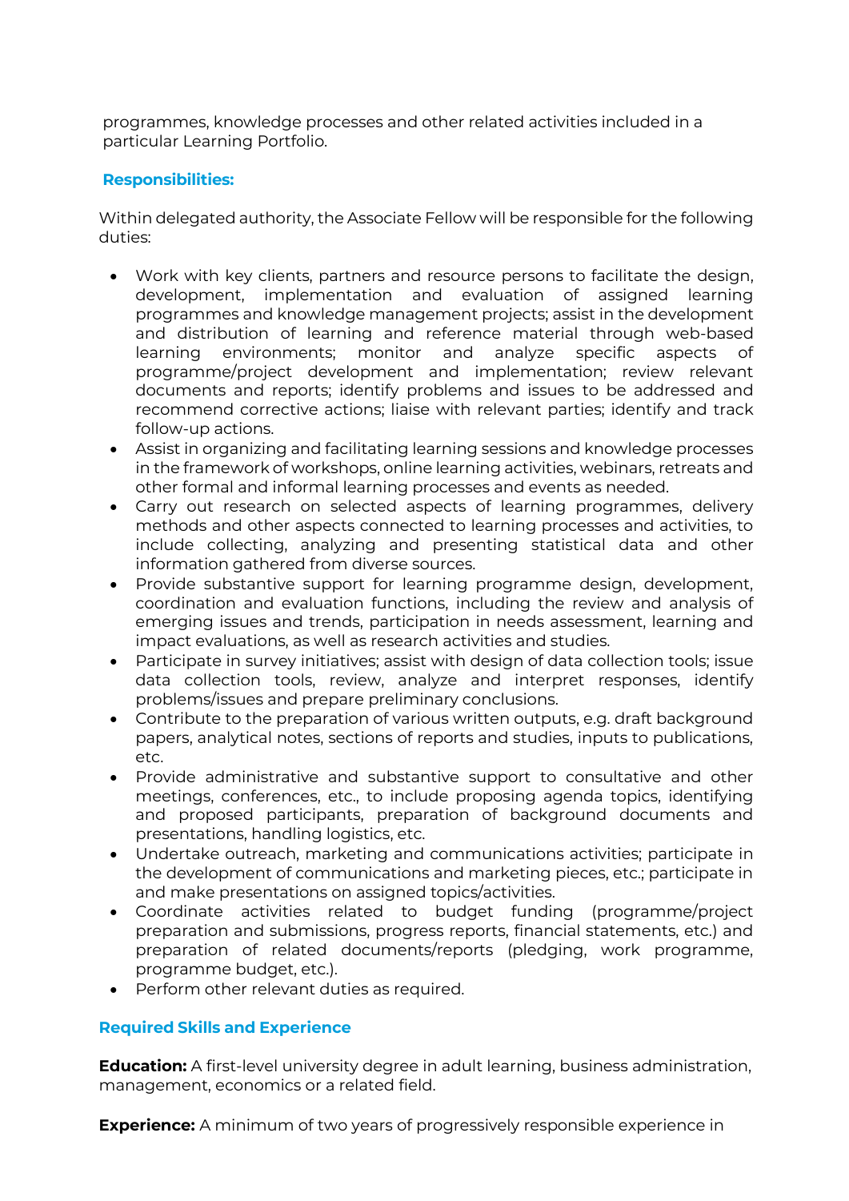programmes, knowledge processes and other related activities included in a particular Learning Portfolio.

## Responsibilities:

Within delegated authority, the Associate Fellow will be responsible for the following duties:

- Work with key clients, partners and resource persons to facilitate the design, development, implementation and evaluation of assigned learning programmes and knowledge management projects; assist in the development and distribution of learning and reference material through web-based learning environments; monitor and analyze specific aspects of programme/project development and implementation; review relevant documents and reports; identify problems and issues to be addressed and recommend corrective actions; liaise with relevant parties; identify and track follow-up actions.
- Assist in organizing and facilitating learning sessions and knowledge processes in the framework of workshops, online learning activities, webinars, retreats and other formal and informal learning processes and events as needed.
- Carry out research on selected aspects of learning programmes, delivery methods and other aspects connected to learning processes and activities, to include collecting, analyzing and presenting statistical data and other information gathered from diverse sources.
- Provide substantive support for learning programme design, development, coordination and evaluation functions, including the review and analysis of emerging issues and trends, participation in needs assessment, learning and impact evaluations, as well as research activities and studies.
- Participate in survey initiatives; assist with design of data collection tools; issue data collection tools, review, analyze and interpret responses, identify problems/issues and prepare preliminary conclusions.
- Contribute to the preparation of various written outputs, e.g. draft background papers, analytical notes, sections of reports and studies, inputs to publications, etc.
- Provide administrative and substantive support to consultative and other meetings, conferences, etc., to include proposing agenda topics, identifying and proposed participants, preparation of background documents and presentations, handling logistics, etc.
- Undertake outreach, marketing and communications activities; participate in the development of communications and marketing pieces, etc.; participate in and make presentations on assigned topics/activities.
- Coordinate activities related to budget funding (programme/project preparation and submissions, progress reports, financial statements, etc.) and preparation of related documents/reports (pledging, work programme, programme budget, etc.).
- Perform other relevant duties as required.

## Required Skills and Experience

**Education:** A first-level university degree in adult learning, business administration, management, economics or a related field.

**Experience:** A minimum of two years of progressively responsible experience in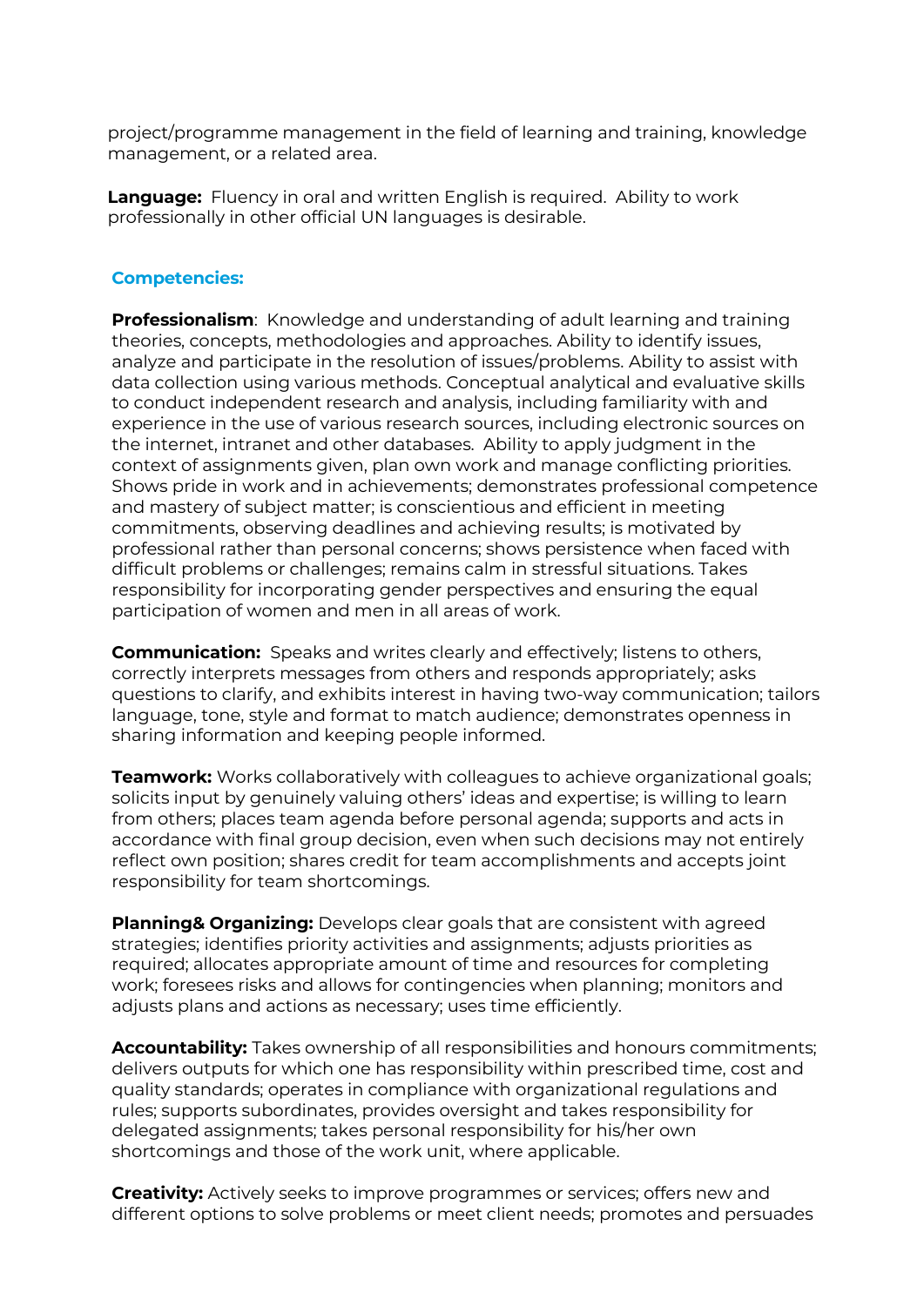project/programme management in the field of learning and training, knowledge management, or a related area.

**Language:** Fluency in oral and written English is required. Ability to work professionally in other official UN languages is desirable.

### Competencies:

**Professionalism**: Knowledge and understanding of adult learning and training theories, concepts, methodologies and approaches. Ability to identify issues, analyze and participate in the resolution of issues/problems. Ability to assist with data collection using various methods. Conceptual analytical and evaluative skills to conduct independent research and analysis, including familiarity with and experience in the use of various research sources, including electronic sources on the internet, intranet and other databases. Ability to apply judgment in the context of assignments given, plan own work and manage conflicting priorities. Shows pride in work and in achievements; demonstrates professional competence and mastery of subject matter; is conscientious and efficient in meeting commitments, observing deadlines and achieving results; is motivated by professional rather than personal concerns; shows persistence when faced with difficult problems or challenges; remains calm in stressful situations. Takes responsibility for incorporating gender perspectives and ensuring the equal participation of women and men in all areas of work.

**Communication:** Speaks and writes clearly and effectively; listens to others, correctly interprets messages from others and responds appropriately; asks questions to clarify, and exhibits interest in having two-way communication; tailors language, tone, style and format to match audience; demonstrates openness in sharing information and keeping people informed.

**Teamwork:** Works collaboratively with colleagues to achieve organizational goals; solicits input by genuinely valuing others' ideas and expertise; is willing to learn from others; places team agenda before personal agenda; supports and acts in accordance with final group decision, even when such decisions may not entirely reflect own position; shares credit for team accomplishments and accepts joint responsibility for team shortcomings.

**Planning& Organizing:** Develops clear goals that are consistent with agreed strategies; identifies priority activities and assignments; adjusts priorities as required; allocates appropriate amount of time and resources for completing work; foresees risks and allows for contingencies when planning; monitors and adjusts plans and actions as necessary; uses time efficiently.

**Accountability:** Takes ownership of all responsibilities and honours commitments; delivers outputs for which one has responsibility within prescribed time, cost and quality standards; operates in compliance with organizational regulations and rules; supports subordinates, provides oversight and takes responsibility for delegated assignments; takes personal responsibility for his/her own shortcomings and those of the work unit, where applicable.

**Creativity:** Actively seeks to improve programmes or services; offers new and different options to solve problems or meet client needs; promotes and persuades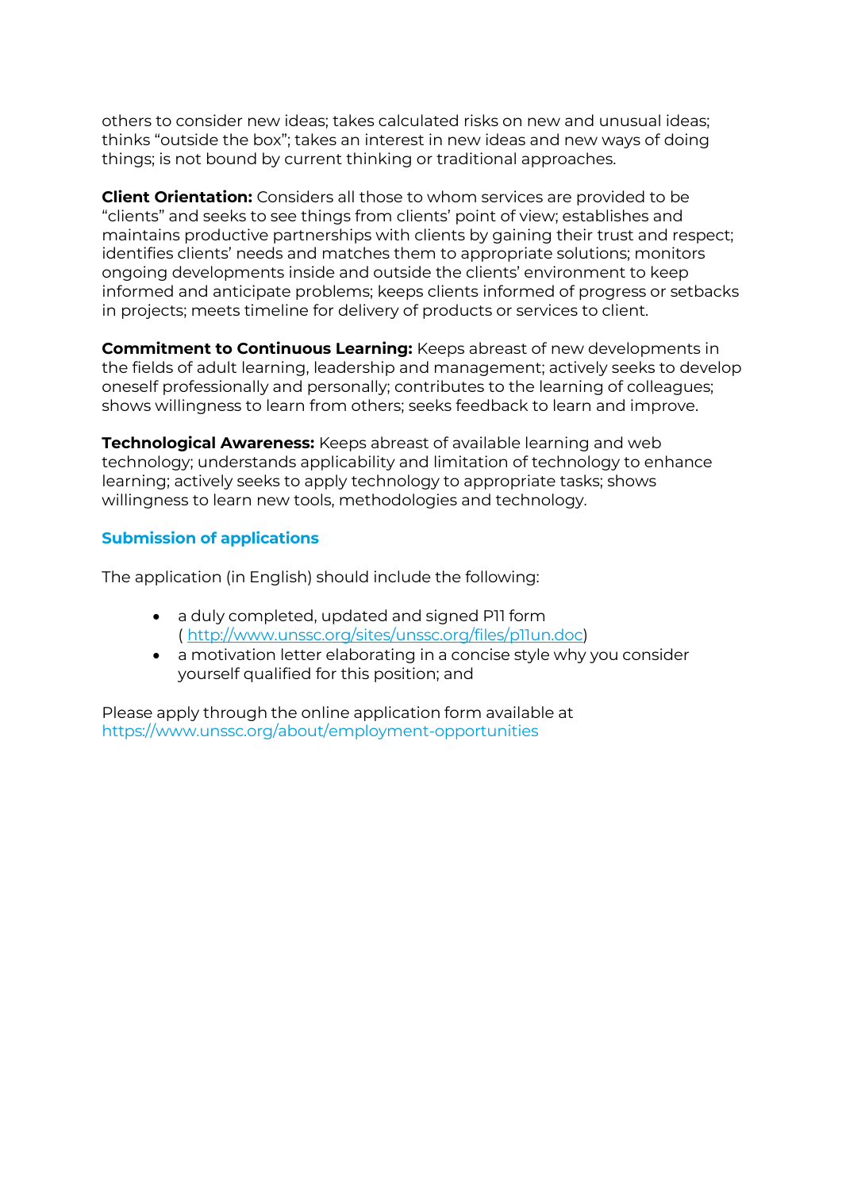others to consider new ideas; takes calculated risks on new and unusual ideas; thinks “outside the box”; takes an interest in new ideas and new ways of doing things; is not bound by current thinking or traditional approaches.

**Client Orientation:** Considers all those to whom services are provided to be “clients” and seeks to see things from clients’ point of view; establishes and maintains productive partnerships with clients by gaining their trust and respect; identifies clients’ needs and matches them to appropriate solutions; monitors ongoing developments inside and outside the clients’ environment to keep informed and anticipate problems; keeps clients informed of progress or setbacks in projects; meets timeline for delivery of products or services to client.

**Commitment to Continuous Learning:** Keeps abreast of new developments in the fields of adult learning, leadership and management; actively seeks to develop oneself professionally and personally; contributes to the learning of colleagues; shows willingness to learn from others; seeks feedback to learn and improve.

**Technological Awareness:** Keeps abreast of available learning and web technology; understands applicability and limitation of technology to enhance learning; actively seeks to apply technology to appropriate tasks; shows willingness to learn new tools, methodologies and technology.

## Submission of applications

The application (in English) should include the following:

- a duly completed, updated and signed P11 form ( http://www.unssc.org/sites/unssc.org/files/p11un.doc)
- a motivation letter elaborating in a concise style why you consider yourself qualified for this position; and

Please apply through the online application form available at https://www.unssc.org/about/employment-opportunities